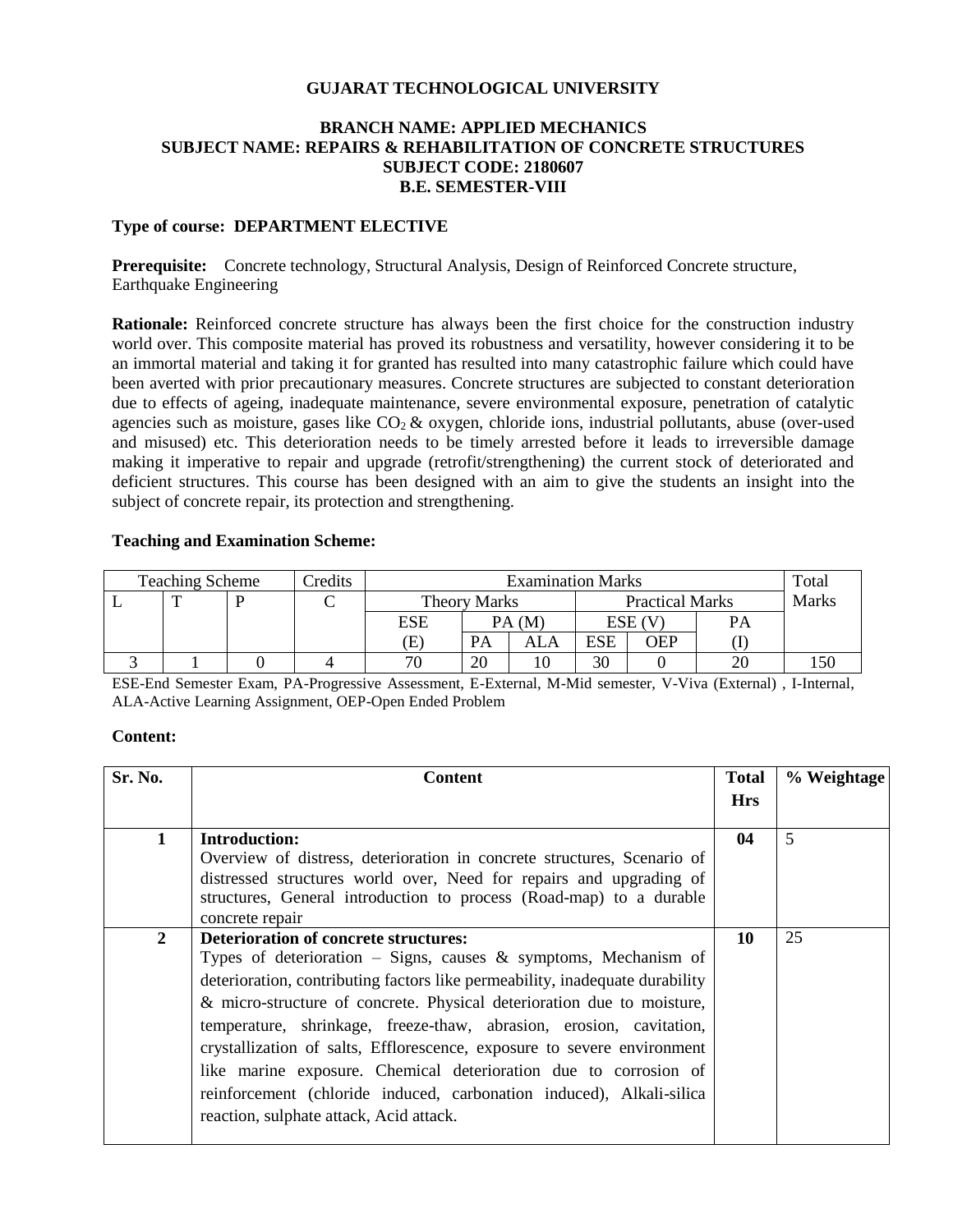# GUJARAT TECHNOLOGICAL UNIVERSITY

## BRANCH NAME: APPLIED MECHANICS
## SUBJECT NAME: REPAIRS & REHABILITATION OF CONCRETE STRUCTURES
## SUBJECT CODE: 2180607
## B.E. SEMESTER-VIII

**Type of course: DEPARTMENT ELECTIVE**

**Prerequisite:** Concrete technology, Structural Analysis, Design of Reinforced Concrete structure, Earthquake Engineering

**Rationale:** Reinforced concrete structure has always been the first choice for the construction industry world over. This composite material has proved its robustness and versatility, however considering it to be an immortal material and taking it for granted has resulted into many catastrophic failure which could have been averted with prior precautionary measures. Concrete structures are subjected to constant deterioration due to effects of ageing, inadequate maintenance, severe environmental exposure, penetration of catalytic agencies such as moisture, gases like $CO_2$ & oxygen, chloride ions, industrial pollutants, abuse (over-used and misused) etc. This deterioration needs to be timely arrested before it leads to irreversible damage making it imperative to repair and upgrade (retrofit/strengthening) the current stock of deteriorated and deficient structures. This course has been designed with an aim to give the students an insight into the subject of concrete repair, its protection and strengthening.

**Teaching and Examination Scheme:**

| Teaching Scheme | | | Credits | Examination Marks | | | | | | Total Marks |
|---|---|---|---|---|---|---|---|---|---|---|
| | | | | Theory Marks | | | Practical Marks | | | |
| L | T | P | C | ESE (E) | PA (M) | | ESE (V) | | PA (I) | |
| | | | | | PA | ALA | ESE | OEP | | |
| 3 | 1 | 0 | 4 | 70 | 20 | 10 | 30 | 0 | 20 | 150 |

ESE-End Semester Exam, PA-Progressive Assessment, E-External, M-Mid semester, V-Viva (External) , I-Internal, ALA-Active Learning Assignment, OEP-Open Ended Problem

**Content:**

| Sr. No. | Content | Total Hrs | % Weightage |
|---|---|---|---|
| 1 | **Introduction:** Overview of distress, deterioration in concrete structures, Scenario of distressed structures world over, Need for repairs and upgrading of structures, General introduction to process (Road-map) to a durable concrete repair | 04 | 5 |
| 2 | **Deterioration of concrete structures:** Types of deterioration – Signs, causes & symptoms, Mechanism of deterioration, contributing factors like permeability, inadequate durability & micro-structure of concrete. Physical deterioration due to moisture, temperature, shrinkage, freeze-thaw, abrasion, erosion, cavitation, crystallization of salts, Efflorescence, exposure to severe environment like marine exposure. Chemical deterioration due to corrosion of reinforcement (chloride induced, carbonation induced), Alkali-silica reaction, sulphate attack, Acid attack. | 10 | 25 |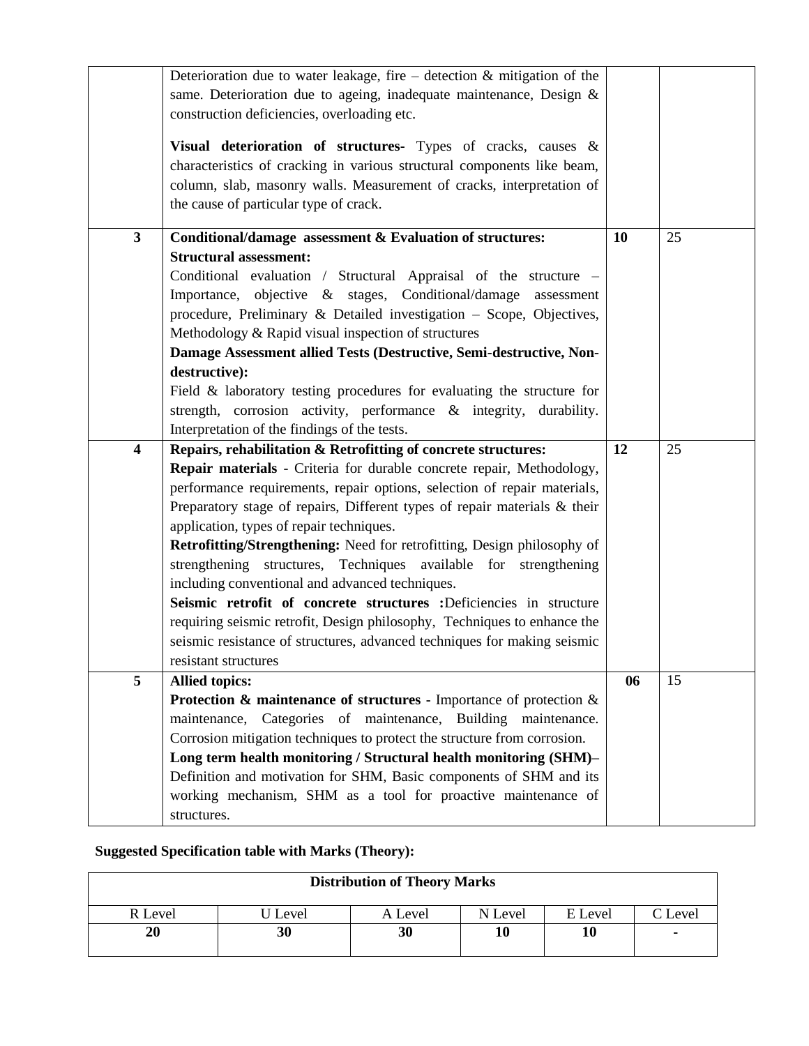| | | | |
|---|---|---|---|
| | Deterioration due to water leakage, fire – detection & mitigation of the same. Deterioration due to ageing, inadequate maintenance, Design & construction deficiencies, overloading etc.<br><br>**Visual deterioration of structures-** Types of cracks, causes & characteristics of cracking in various structural components like beam, column, slab, masonry walls. Measurement of cracks, interpretation of the cause of particular type of crack. | | |
| **3** | **Conditional/damage assessment & Evaluation of structures:**<br>**Structural assessment:**<br>Conditional evaluation / Structural Appraisal of the structure – Importance, objective & stages, Conditional/damage assessment procedure, Preliminary & Detailed investigation – Scope, Objectives, Methodology & Rapid visual inspection of structures<br>**Damage Assessment allied Tests (Destructive, Semi-destructive, Non-destructive):**<br>Field & laboratory testing procedures for evaluating the structure for strength, corrosion activity, performance & integrity, durability. Interpretation of the findings of the tests. | **10** | 25 |
| **4** | **Repairs, rehabilitation & Retrofitting of concrete structures:**<br>**Repair materials** - Criteria for durable concrete repair, Methodology, performance requirements, repair options, selection of repair materials, Preparatory stage of repairs, Different types of repair materials & their application, types of repair techniques.<br>**Retrofitting/Strengthening:** Need for retrofitting, Design philosophy of strengthening structures, Techniques available for strengthening including conventional and advanced techniques.<br>**Seismic retrofit of concrete structures :**Deficiencies in structure requiring seismic retrofit, Design philosophy, Techniques to enhance the seismic resistance of structures, advanced techniques for making seismic resistant structures | **12** | 25 |
| **5** | **Allied topics:**<br>**Protection & maintenance of structures** - Importance of protection & maintenance, Categories of maintenance, Building maintenance. Corrosion mitigation techniques to protect the structure from corrosion.<br>**Long term health monitoring / Structural health monitoring (SHM)–** Definition and motivation for SHM, Basic components of SHM and its working mechanism, SHM as a tool for proactive maintenance of structures. | **06** | 15 |

**Suggested Specification table with Marks (Theory):**

| **Distribution of Theory Marks** | | | | | |
|---|---|---|---|---|---|
| R Level | U Level | A Level | N Level | E Level | C Level |
| **20** | **30** | **30** | **10** | **10** | **-** |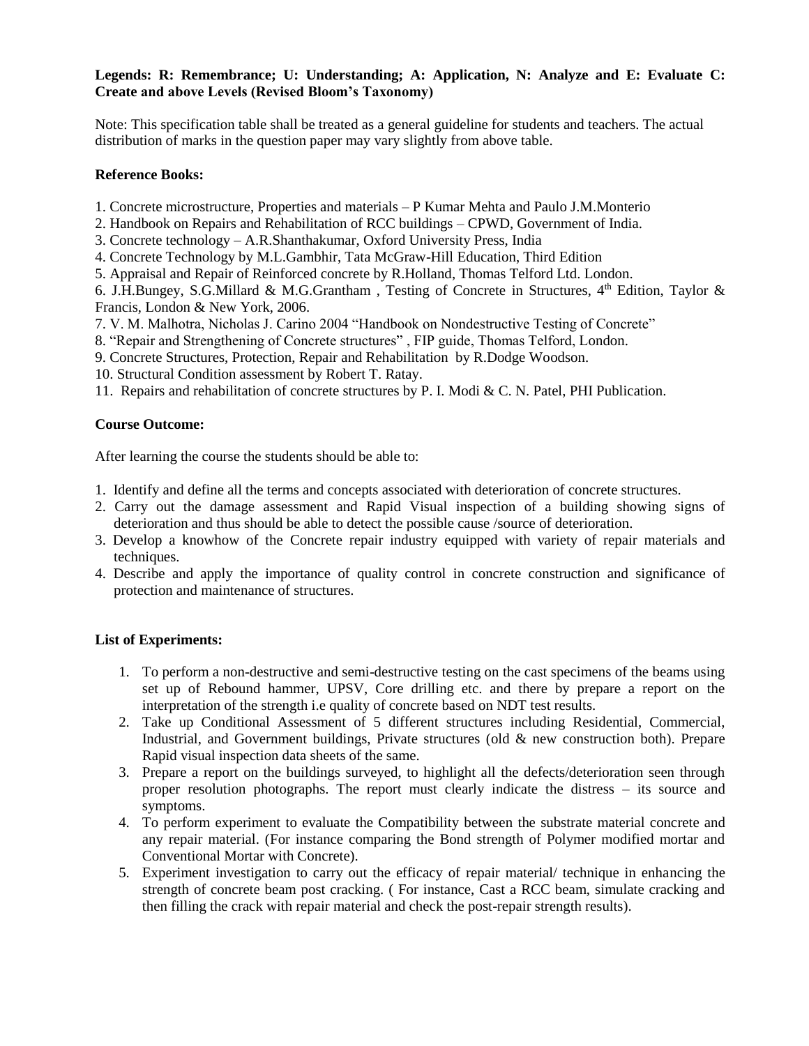**Legends: R: Remembrance; U: Understanding; A: Application, N: Analyze and E: Evaluate C: Create and above Levels (Revised Bloom's Taxonomy)**

Note: This specification table shall be treated as a general guideline for students and teachers. The actual distribution of marks in the question paper may vary slightly from above table.

**Reference Books:**

1. Concrete microstructure, Properties and materials – P Kumar Mehta and Paulo J.M.Monterio
2. Handbook on Repairs and Rehabilitation of RCC buildings – CPWD, Government of India.
3. Concrete technology – A.R.Shanthakumar, Oxford University Press, India
4. Concrete Technology by M.L.Gambhir, Tata McGraw-Hill Education, Third Edition
5. Appraisal and Repair of Reinforced concrete by R.Holland, Thomas Telford Ltd. London.
6. J.H.Bungey, S.G.Millard & M.G.Grantham , Testing of Concrete in Structures, 4th Edition, Taylor & Francis, London & New York, 2006.
7. V. M. Malhotra, Nicholas J. Carino 2004 "Handbook on Nondestructive Testing of Concrete"
8. "Repair and Strengthening of Concrete structures" , FIP guide, Thomas Telford, London.
9. Concrete Structures, Protection, Repair and Rehabilitation by R.Dodge Woodson.
10. Structural Condition assessment by Robert T. Ratay.
11. Repairs and rehabilitation of concrete structures by P. I. Modi & C. N. Patel, PHI Publication.

**Course Outcome:**

After learning the course the students should be able to:

1. Identify and define all the terms and concepts associated with deterioration of concrete structures.
2. Carry out the damage assessment and Rapid Visual inspection of a building showing signs of deterioration and thus should be able to detect the possible cause /source of deterioration.
3. Develop a knowhow of the Concrete repair industry equipped with variety of repair materials and techniques.
4. Describe and apply the importance of quality control in concrete construction and significance of protection and maintenance of structures.

**List of Experiments:**

1. To perform a non-destructive and semi-destructive testing on the cast specimens of the beams using set up of Rebound hammer, UPSV, Core drilling etc. and there by prepare a report on the interpretation of the strength i.e quality of concrete based on NDT test results.
2. Take up Conditional Assessment of 5 different structures including Residential, Commercial, Industrial, and Government buildings, Private structures (old & new construction both). Prepare Rapid visual inspection data sheets of the same.
3. Prepare a report on the buildings surveyed, to highlight all the defects/deterioration seen through proper resolution photographs. The report must clearly indicate the distress – its source and symptoms.
4. To perform experiment to evaluate the Compatibility between the substrate material concrete and any repair material. (For instance comparing the Bond strength of Polymer modified mortar and Conventional Mortar with Concrete).
5. Experiment investigation to carry out the efficacy of repair material/ technique in enhancing the strength of concrete beam post cracking. ( For instance, Cast a RCC beam, simulate cracking and then filling the crack with repair material and check the post-repair strength results).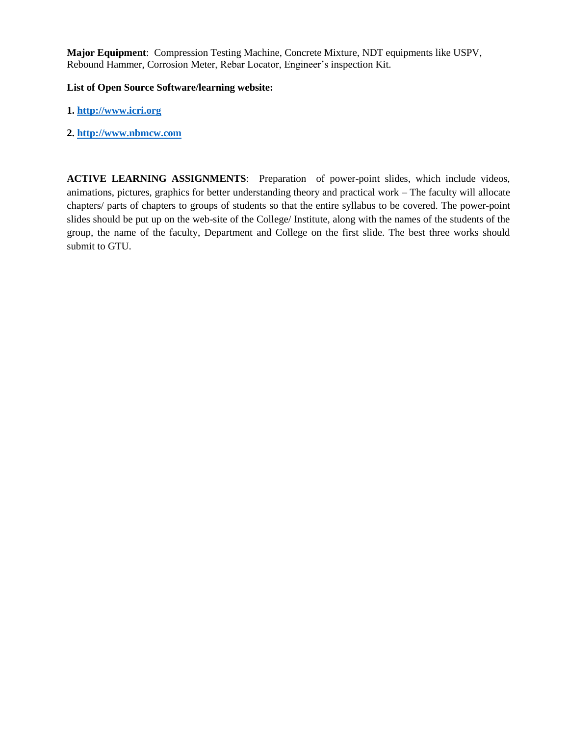**Major Equipment**: Compression Testing Machine, Concrete Mixture, NDT equipments like USPV, Rebound Hammer, Corrosion Meter, Rebar Locator, Engineer's inspection Kit.

**List of Open Source Software/learning website:**

1. **http://www.icri.org**

2. **http://www.nbmcw.com**

**ACTIVE LEARNING ASSIGNMENTS**: Preparation of power-point slides, which include videos, animations, pictures, graphics for better understanding theory and practical work – The faculty will allocate chapters/ parts of chapters to groups of students so that the entire syllabus to be covered. The power-point slides should be put up on the web-site of the College/ Institute, along with the names of the students of the group, the name of the faculty, Department and College on the first slide. The best three works should submit to GTU.